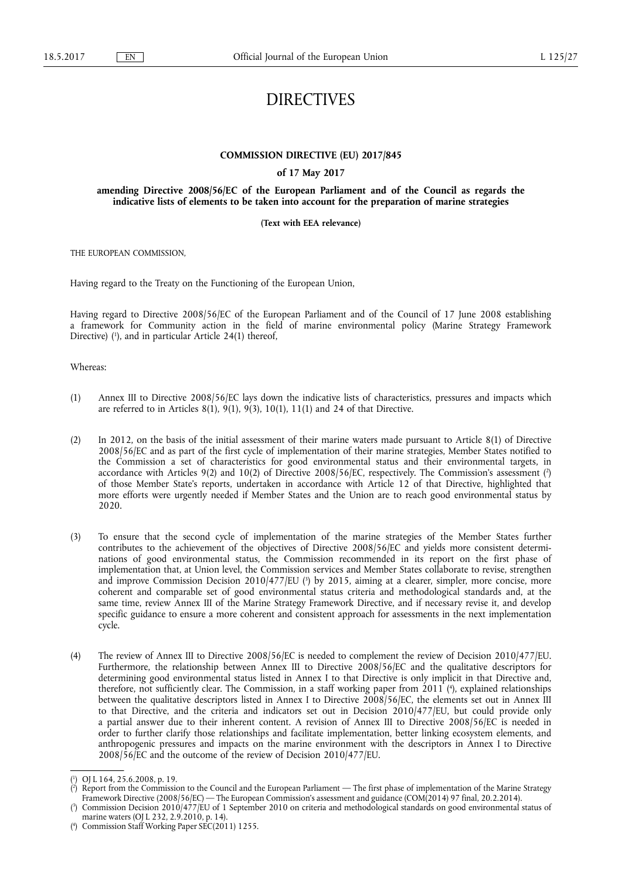# DIRECTIVES

## COMMISSION DIRECTIVE (EU) 2017/845

### of 17 May 2017

### amending Directive 2008/56/EC of the European Parliament and of the Council as regards the indicative lists of elements to be taken into account for the preparation of marine strategies

**(Text with EEA relevance)**

THE EUROPEAN COMMISSION,

Having regard to the Treaty on the Functioning of the European Union,

Having regard to Directive 2008/56/EC of the European Parliament and of the Council of 17 June 2008 establishing a framework for Community action in the field of marine environmental policy (Marine Strategy Framework Directive) ([1]), and in particular Article 24(1) thereof,

Whereas:

(1) Annex III to Directive 2008/56/EC lays down the indicative lists of characteristics, pressures and impacts which are referred to in Articles 8(1), 9(1), 9(3), 10(1), 11(1) and 24 of that Directive.

(2) In 2012, on the basis of the initial assessment of their marine waters made pursuant to Article 8(1) of Directive 2008/56/EC and as part of the first cycle of implementation of their marine strategies, Member States notified to the Commission a set of characteristics for good environmental status and their environmental targets, in accordance with Articles 9(2) and 10(2) of Directive 2008/56/EC, respectively. The Commission's assessment ([2]) of those Member State's reports, undertaken in accordance with Article 12 of that Directive, highlighted that more efforts were urgently needed if Member States and the Union are to reach good environmental status by 2020.

(3) To ensure that the second cycle of implementation of the marine strategies of the Member States further contributes to the achievement of the objectives of Directive 2008/56/EC and yields more consistent determinations of good environmental status, the Commission recommended in its report on the first phase of implementation that, at Union level, the Commission services and Member States collaborate to revise, strengthen and improve Commission Decision 2010/477/EU ([3]) by 2015, aiming at a clearer, simpler, more concise, more coherent and comparable set of good environmental status criteria and methodological standards and, at the same time, review Annex III of the Marine Strategy Framework Directive, and if necessary revise it, and develop specific guidance to ensure a more coherent and consistent approach for assessments in the next implementation cycle.

(4) The review of Annex III to Directive 2008/56/EC is needed to complement the review of Decision 2010/477/EU. Furthermore, the relationship between Annex III to Directive 2008/56/EC and the qualitative descriptors for determining good environmental status listed in Annex I to that Directive is only implicit in that Directive and, therefore, not sufficiently clear. The Commission, in a staff working paper from 2011 ([4]), explained relationships between the qualitative descriptors listed in Annex I to Directive 2008/56/EC, the elements set out in Annex III to that Directive, and the criteria and indicators set out in Decision 2010/477/EU, but could provide only a partial answer due to their inherent content. A revision of Annex III to Directive 2008/56/EC is needed in order to further clarify those relationships and facilitate implementation, better linking ecosystem elements, and anthropogenic pressures and impacts on the marine environment with the descriptors in Annex I to Directive 2008/56/EC and the outcome of the review of Decision 2010/477/EU.

---

([1]) OJ L 164, 25.6.2008, p. 19.

([2]) Report from the Commission to the Council and the European Parliament — The first phase of implementation of the Marine Strategy Framework Directive (2008/56/EC) — The European Commission's assessment and guidance (COM(2014) 97 final, 20.2.2014).

([3]) Commission Decision 2010/477/EU of 1 September 2010 on criteria and methodological standards on good environmental status of marine waters (OJ L 232, 2.9.2010, p. 14).

([4]) Commission Staff Working Paper SEC(2011) 1255.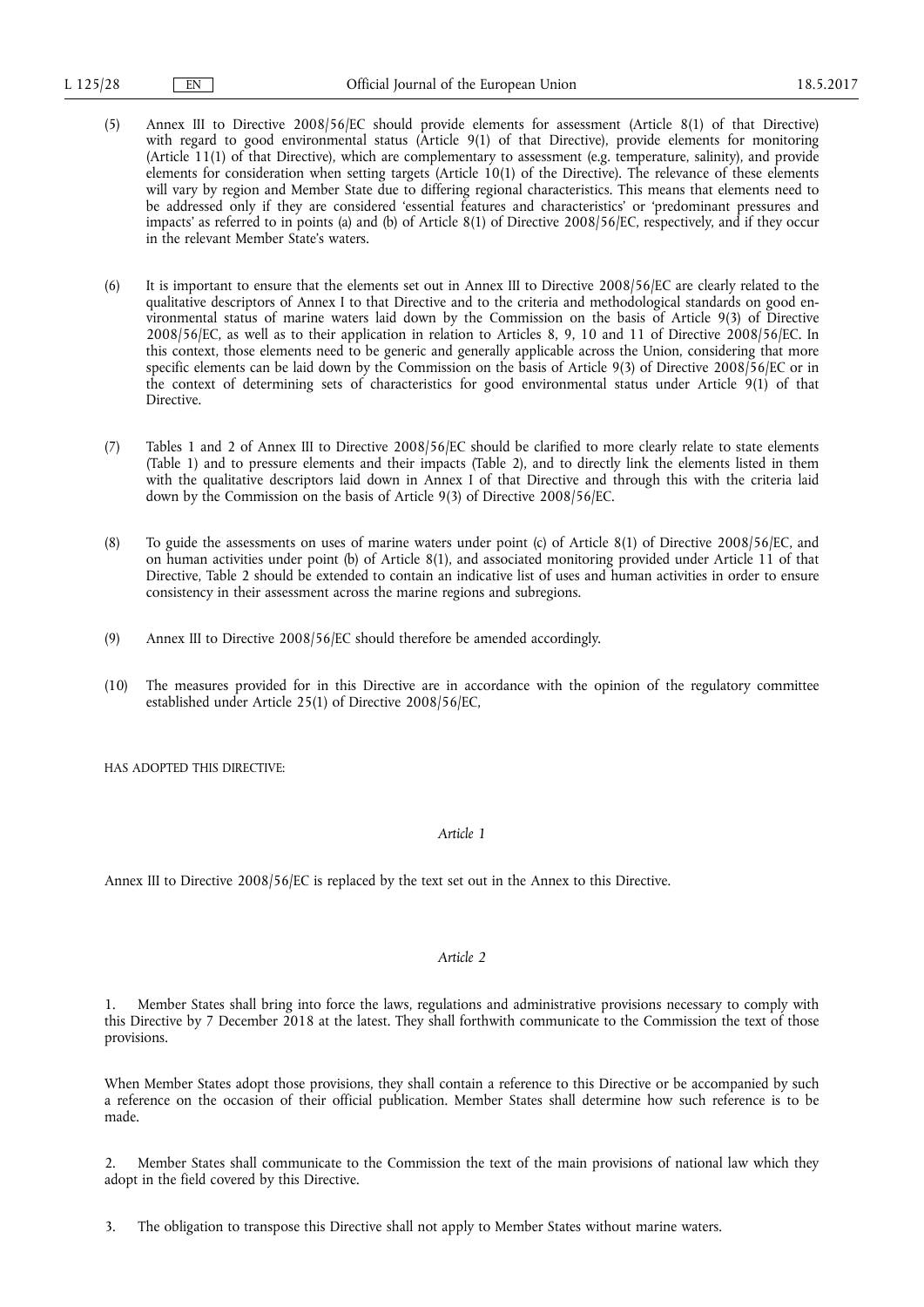(5) Annex III to Directive 2008/56/EC should provide elements for assessment (Article 8(1) of that Directive) with regard to good environmental status (Article 9(1) of that Directive), provide elements for monitoring (Article 11(1) of that Directive), which are complementary to assessment (e.g. temperature, salinity), and provide elements for consideration when setting targets (Article 10(1) of the Directive). The relevance of these elements will vary by region and Member State due to differing regional characteristics. This means that elements need to be addressed only if they are considered 'essential features and characteristics' or 'predominant pressures and impacts' as referred to in points (a) and (b) of Article 8(1) of Directive 2008/56/EC, respectively, and if they occur in the relevant Member State's waters.

(6) It is important to ensure that the elements set out in Annex III to Directive 2008/56/EC are clearly related to the qualitative descriptors of Annex I to that Directive and to the criteria and methodological standards on good environmental status of marine waters laid down by the Commission on the basis of Article 9(3) of Directive 2008/56/EC, as well as to their application in relation to Articles 8, 9, 10 and 11 of Directive 2008/56/EC. In this context, those elements need to be generic and generally applicable across the Union, considering that more specific elements can be laid down by the Commission on the basis of Article 9(3) of Directive 2008/56/EC or in the context of determining sets of characteristics for good environmental status under Article 9(1) of that Directive.

(7) Tables 1 and 2 of Annex III to Directive 2008/56/EC should be clarified to more clearly relate to state elements (Table 1) and to pressure elements and their impacts (Table 2), and to directly link the elements listed in them with the qualitative descriptors laid down in Annex I of that Directive and through this with the criteria laid down by the Commission on the basis of Article 9(3) of Directive 2008/56/EC.

(8) To guide the assessments on uses of marine waters under point (c) of Article 8(1) of Directive 2008/56/EC, and on human activities under point (b) of Article 8(1), and associated monitoring provided under Article 11 of that Directive, Table 2 should be extended to contain an indicative list of uses and human activities in order to ensure consistency in their assessment across the marine regions and subregions.

(9) Annex III to Directive 2008/56/EC should therefore be amended accordingly.

(10) The measures provided for in this Directive are in accordance with the opinion of the regulatory committee established under Article 25(1) of Directive 2008/56/EC,

HAS ADOPTED THIS DIRECTIVE:

*Article 1*

Annex III to Directive 2008/56/EC is replaced by the text set out in the Annex to this Directive.

*Article 2*

1. Member States shall bring into force the laws, regulations and administrative provisions necessary to comply with this Directive by 7 December 2018 at the latest. They shall forthwith communicate to the Commission the text of those provisions.

When Member States adopt those provisions, they shall contain a reference to this Directive or be accompanied by such a reference on the occasion of their official publication. Member States shall determine how such reference is to be made.

2. Member States shall communicate to the Commission the text of the main provisions of national law which they adopt in the field covered by this Directive.

3. The obligation to transpose this Directive shall not apply to Member States without marine waters.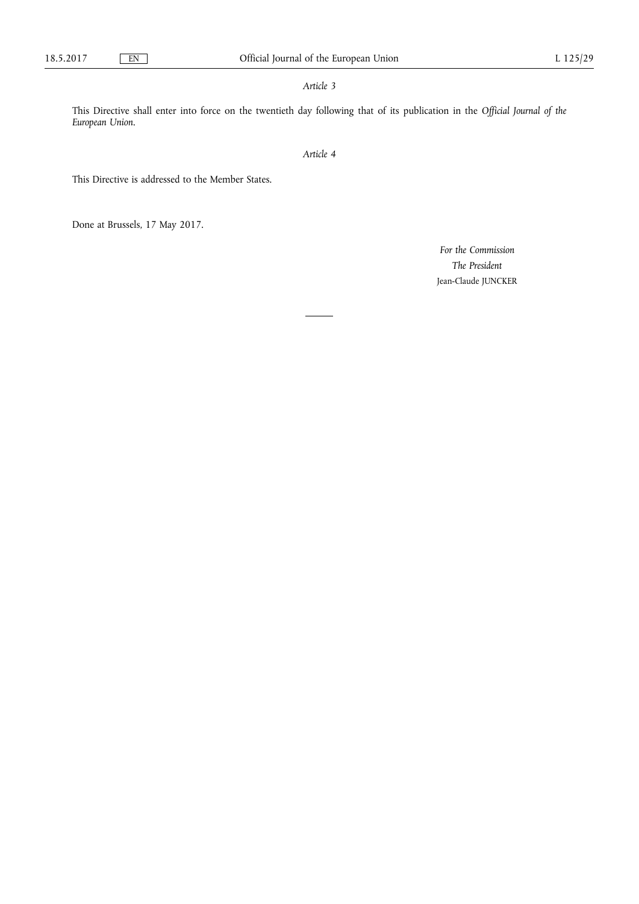*Article 3*

This Directive shall enter into force on the twentieth day following that of its publication in the *Official Journal of the European Union*.

*Article 4*

This Directive is addressed to the Member States.

Done at Brussels, 17 May 2017.

*For the Commission*

*The President*

Jean-Claude JUNCKER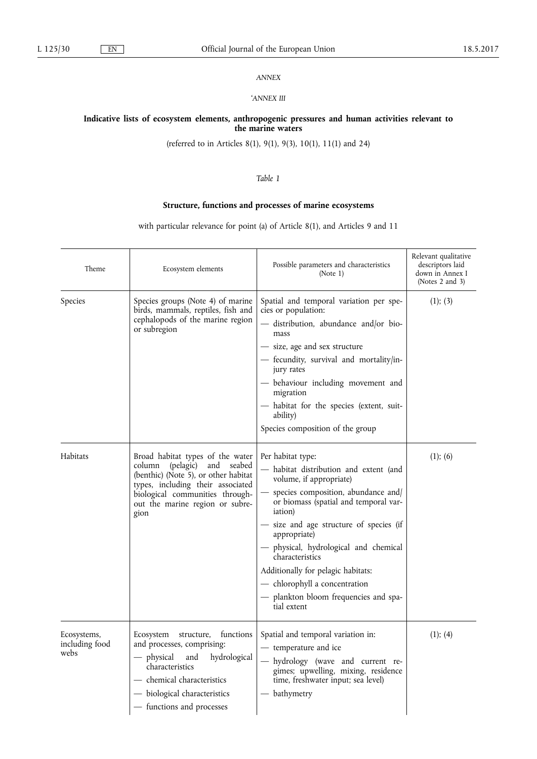*ANNEX*

*'ANNEX III*

**Indicative lists of ecosystem elements, anthropogenic pressures and human activities relevant to the marine waters**

(referred to in Articles 8(1), 9(1), 9(3), 10(1), 11(1) and 24)

*Table 1*

**Structure, functions and processes of marine ecosystems**

with particular relevance for point (a) of Article 8(1), and Articles 9 and 11

| Theme | Ecosystem elements | Possible parameters and characteristics (Note 1) | Relevant qualitative descriptors laid down in Annex I (Notes 2 and 3) |
|---|---|---|---|
| Species | Species groups (Note 4) of marine birds, mammals, reptiles, fish and cephalopods of the marine region or subregion | Spatial and temporal variation per species or population:<br>— distribution, abundance and/or biomass<br>— size, age and sex structure<br>— fecundity, survival and mortality/injury rates<br>— behaviour including movement and migration<br>— habitat for the species (extent, suitability)<br>Species composition of the group | (1); (3) |
| Habitats | Broad habitat types of the water column (pelagic) and seabed (benthic) (Note 5), or other habitat types, including their associated biological communities throughout the marine region or subregion | Per habitat type:<br>— habitat distribution and extent (and volume, if appropriate)<br>— species composition, abundance and/or biomass (spatial and temporal variation)<br>— size and age structure of species (if appropriate)<br>— physical, hydrological and chemical characteristics<br>Additionally for pelagic habitats:<br>— chlorophyll a concentration<br>— plankton bloom frequencies and spatial extent | (1); (6) |
| Ecosystems, including food webs | Ecosystem structure, functions and processes, comprising:<br>— physical and hydrological characteristics<br>— chemical characteristics<br>— biological characteristics<br>— functions and processes | Spatial and temporal variation in:<br>— temperature and ice<br>— hydrology (wave and current regimes; upwelling, mixing, residence time, freshwater input; sea level)<br>— bathymetry | (1); (4) |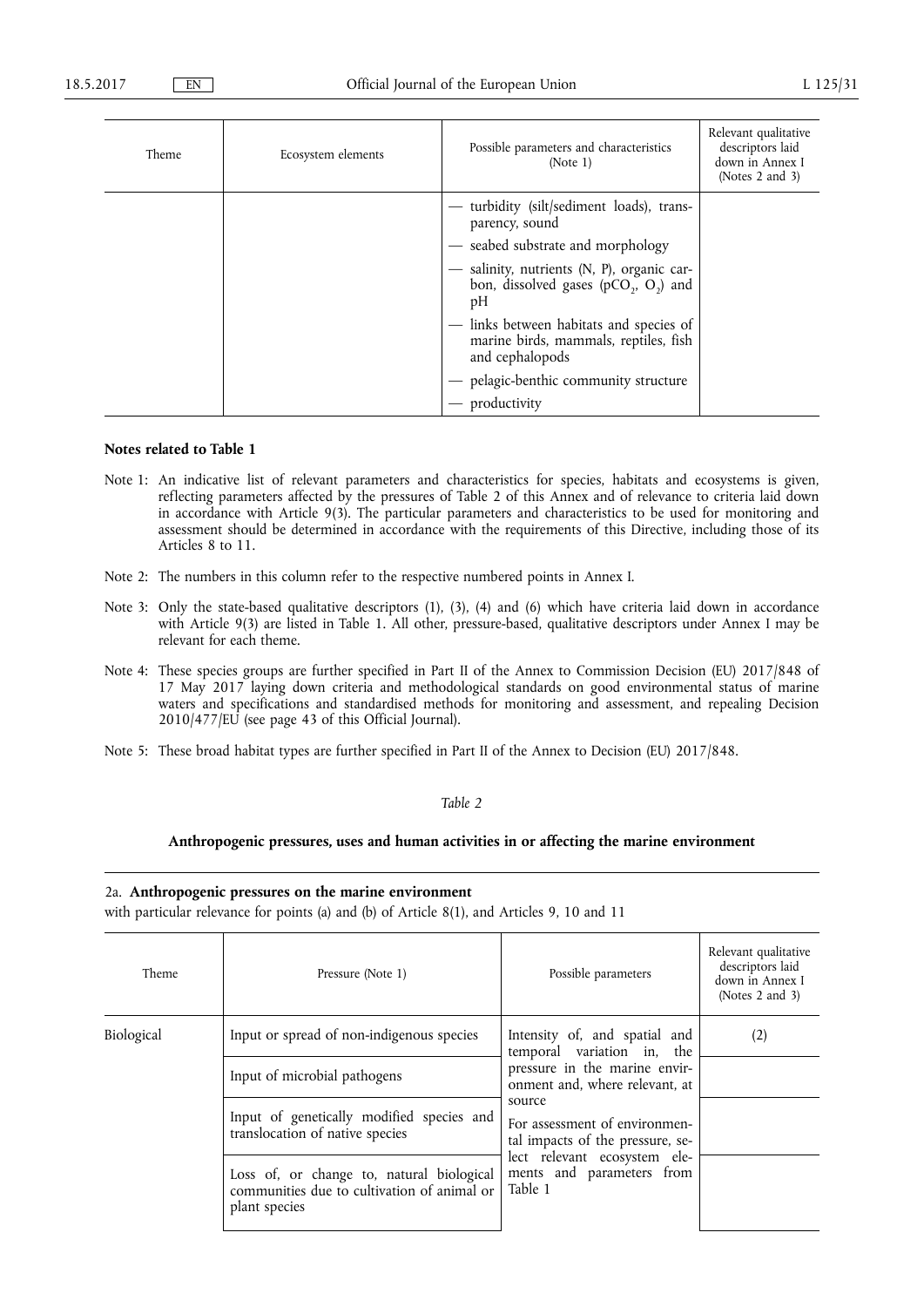| Theme | Ecosystem elements | Possible parameters and characteristics (Note 1) | Relevant qualitative descriptors laid down in Annex I (Notes 2 and 3) |
|---|---|---|---|
| | | — turbidity (silt/sediment loads), transparency, sound<br>— seabed substrate and morphology<br>— salinity, nutrients (N, P), organic carbon, dissolved gases ($pCO_2$, $O_2$) and pH<br>— links between habitats and species of marine birds, mammals, reptiles, fish and cephalopods<br>— pelagic-benthic community structure<br>— productivity | |

**Notes related to Table 1**

Note 1: An indicative list of relevant parameters and characteristics for species, habitats and ecosystems is given, reflecting parameters affected by the pressures of Table 2 of this Annex and of relevance to criteria laid down in accordance with Article 9(3). The particular parameters and characteristics to be used for monitoring and assessment should be determined in accordance with the requirements of this Directive, including those of its Articles 8 to 11.

Note 2: The numbers in this column refer to the respective numbered points in Annex I.

Note 3: Only the state-based qualitative descriptors (1), (3), (4) and (6) which have criteria laid down in accordance with Article 9(3) are listed in Table 1. All other, pressure-based, qualitative descriptors under Annex I may be relevant for each theme.

Note 4: These species groups are further specified in Part II of the Annex to Commission Decision (EU) 2017/848 of 17 May 2017 laying down criteria and methodological standards on good environmental status of marine waters and specifications and standardised methods for monitoring and assessment, and repealing Decision 2010/477/EU (see page 43 of this Official Journal).

Note 5: These broad habitat types are further specified in Part II of the Annex to Decision (EU) 2017/848.

*Table 2*

**Anthropogenic pressures, uses and human activities in or affecting the marine environment**

2a. **Anthropogenic pressures on the marine environment**
with particular relevance for points (a) and (b) of Article 8(1), and Articles 9, 10 and 11

| Theme | Pressure (Note 1) | Possible parameters | Relevant qualitative descriptors laid down in Annex I (Notes 2 and 3) |
|---|---|---|---|
| Biological | Input or spread of non-indigenous species | Intensity of, and spatial and temporal variation in, the pressure in the marine environment and, where relevant, at source<br>For assessment of environmental impacts of the pressure, select relevant ecosystem elements and parameters from Table 1 | (2) |
| | Input of microbial pathogens | | |
| | Input of genetically modified species and translocation of native species | | |
| | Loss of, or change to, natural biological communities due to cultivation of animal or plant species | | |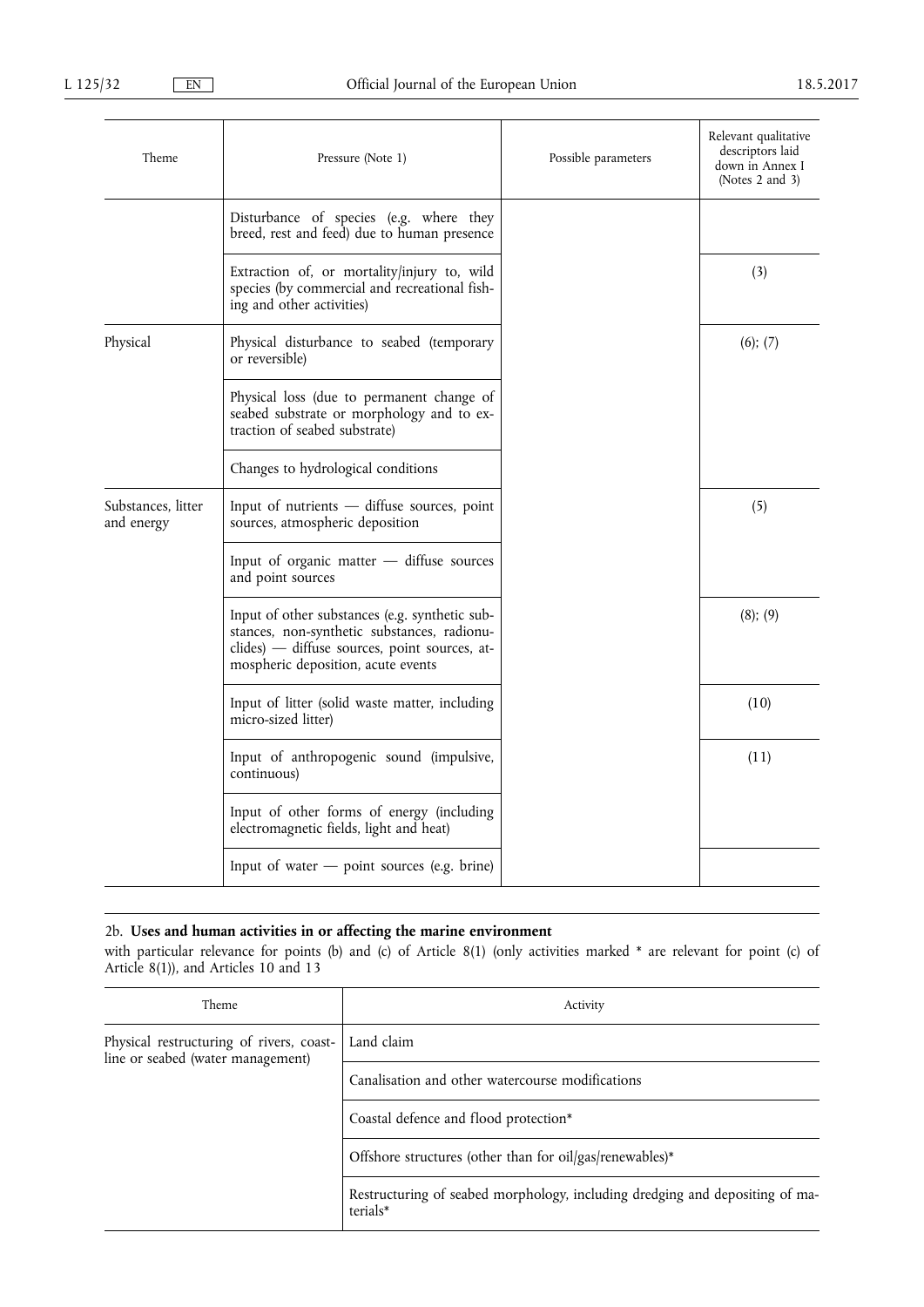| Theme | Pressure (Note 1) | Possible parameters | Relevant qualitative descriptors laid down in Annex I (Notes 2 and 3) |
|---|---|---|---|
| | Disturbance of species (e.g. where they breed, rest and feed) due to human presence | | |
| | Extraction of, or mortality/injury to, wild species (by commercial and recreational fishing and other activities) | | (3) |
| Physical | Physical disturbance to seabed (temporary or reversible) | | (6); (7) |
| | Physical loss (due to permanent change of seabed substrate or morphology and to extraction of seabed substrate) | | |
| | Changes to hydrological conditions | | |
| Substances, litter and energy | Input of nutrients — diffuse sources, point sources, atmospheric deposition | | (5) |
| | Input of organic matter — diffuse sources and point sources | | |
| | Input of other substances (e.g. synthetic substances, non-synthetic substances, radionuclides) — diffuse sources, point sources, atmospheric deposition, acute events | | (8); (9) |
| | Input of litter (solid waste matter, including micro-sized litter) | | (10) |
| | Input of anthropogenic sound (impulsive, continuous) | | (11) |
| | Input of other forms of energy (including electromagnetic fields, light and heat) | | |
| | Input of water — point sources (e.g. brine) | | |

## 2b. **Uses and human activities in or affecting the marine environment**

with particular relevance for points (b) and (c) of Article 8(1) (only activities marked * are relevant for point (c) of Article 8(1)), and Articles 10 and 13

| Theme | Activity |
|---|---|
| Physical restructuring of rivers, coastline or seabed (water management) | Land claim |
| | Canalisation and other watercourse modifications |
| | Coastal defence and flood protection* |
| | Offshore structures (other than for oil/gas/renewables)* |
| | Restructuring of seabed morphology, including dredging and depositing of materials* |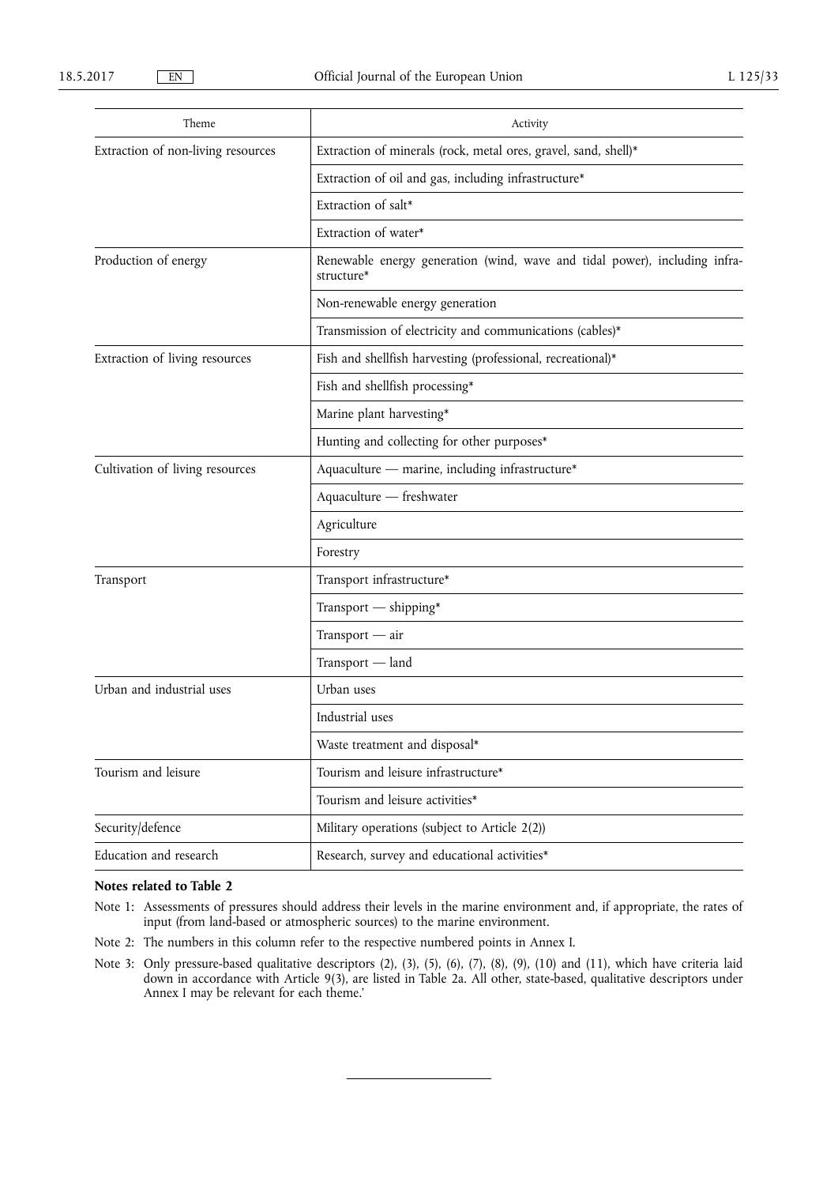| Theme | Activity |
|---|---|
| Extraction of non-living resources | Extraction of minerals (rock, metal ores, gravel, sand, shell)* |
| | Extraction of oil and gas, including infrastructure* |
| | Extraction of salt* |
| | Extraction of water* |
| Production of energy | Renewable energy generation (wind, wave and tidal power), including infrastructure* |
| | Non-renewable energy generation |
| | Transmission of electricity and communications (cables)* |
| Extraction of living resources | Fish and shellfish harvesting (professional, recreational)* |
| | Fish and shellfish processing* |
| | Marine plant harvesting* |
| | Hunting and collecting for other purposes* |
| Cultivation of living resources | Aquaculture — marine, including infrastructure* |
| | Aquaculture — freshwater |
| | Agriculture |
| | Forestry |
| Transport | Transport infrastructure* |
| | Transport — shipping* |
| | Transport — air |
| | Transport — land |
| Urban and industrial uses | Urban uses |
| | Industrial uses |
| | Waste treatment and disposal* |
| Tourism and leisure | Tourism and leisure infrastructure* |
| | Tourism and leisure activities* |
| Security/defence | Military operations (subject to Article 2(2)) |
| Education and research | Research, survey and educational activities* |

**Notes related to Table 2**

Note 1: Assessments of pressures should address their levels in the marine environment and, if appropriate, the rates of input (from land-based or atmospheric sources) to the marine environment.

Note 2: The numbers in this column refer to the respective numbered points in Annex I.

Note 3: Only pressure-based qualitative descriptors (2), (3), (5), (6), (7), (8), (9), (10) and (11), which have criteria laid down in accordance with Article 9(3), are listed in Table 2a. All other, state-based, qualitative descriptors under Annex I may be relevant for each theme.'